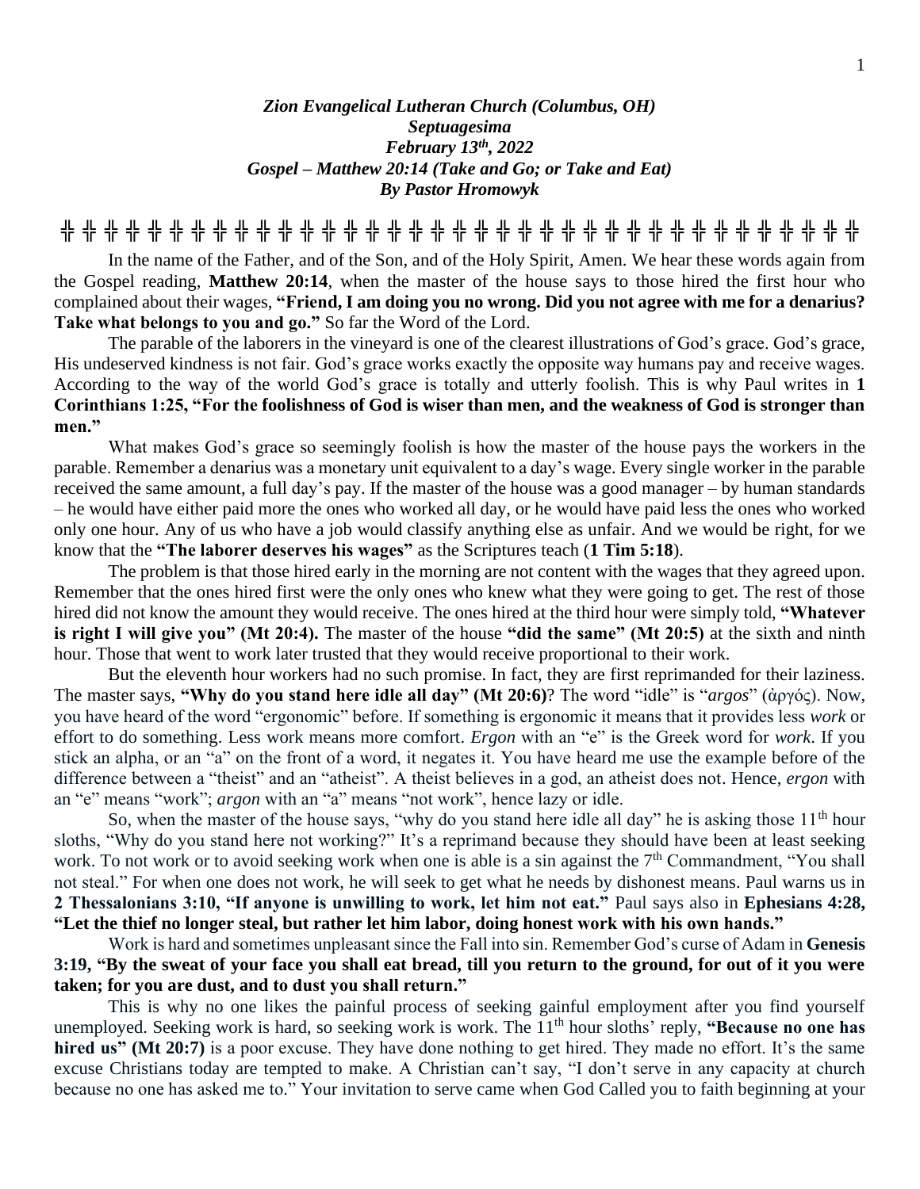***Zion Evangelical Lutheran Church (Columbus, OH)***
***Septuagesima***
***February 13th, 2022***
***Gospel – Matthew 20:14 (Take and Go; or Take and Eat)***
***By Pastor Hromowyk***

╬ ╬ ╬ ╬ ╬ ╬ ╬ ╬ ╬ ╬ ╬ ╬ ╬ ╬ ╬ ╬ ╬ ╬ ╬ ╬ ╬ ╬ ╬ ╬ ╬ ╬ ╬ ╬ ╬ ╬ ╬ ╬ ╬ ╬ ╬ ╬ ╬ ╬ ╬ ╬

In the name of the Father, and of the Son, and of the Holy Spirit, Amen. We hear these words again from the Gospel reading, **Matthew 20:14**, when the master of the house says to those hired the first hour who complained about their wages, **"Friend, I am doing you no wrong. Did you not agree with me for a denarius? Take what belongs to you and go."** So far the Word of the Lord.

The parable of the laborers in the vineyard is one of the clearest illustrations of God's grace. God's grace, His undeserved kindness is not fair. God's grace works exactly the opposite way humans pay and receive wages. According to the way of the world God's grace is totally and utterly foolish. This is why Paul writes in **1 Corinthians 1:25, "For the foolishness of God is wiser than men, and the weakness of God is stronger than men."**

What makes God's grace so seemingly foolish is how the master of the house pays the workers in the parable. Remember a denarius was a monetary unit equivalent to a day's wage. Every single worker in the parable received the same amount, a full day's pay. If the master of the house was a good manager – by human standards – he would have either paid more the ones who worked all day, or he would have paid less the ones who worked only one hour. Any of us who have a job would classify anything else as unfair. And we would be right, for we know that the **"The laborer deserves his wages"** as the Scriptures teach (**1 Tim 5:18**).

The problem is that those hired early in the morning are not content with the wages that they agreed upon. Remember that the ones hired first were the only ones who knew what they were going to get. The rest of those hired did not know the amount they would receive. The ones hired at the third hour were simply told, **"Whatever is right I will give you" (Mt 20:4).** The master of the house **"did the same" (Mt 20:5)** at the sixth and ninth hour. Those that went to work later trusted that they would receive proportional to their work.

But the eleventh hour workers had no such promise. In fact, they are first reprimanded for their laziness. The master says, **"Why do you stand here idle all day" (Mt 20:6)**? The word "idle" is "*argos*" (ἀργός). Now, you have heard of the word "ergonomic" before. If something is ergonomic it means that it provides less *work* or effort to do something. Less work means more comfort. *Ergon* with an "e" is the Greek word for *work*. If you stick an alpha, or an "a" on the front of a word, it negates it. You have heard me use the example before of the difference between a "theist" and an "atheist". A theist believes in a god, an atheist does not. Hence, *ergon* with an "e" means "work"; *argon* with an "a" means "not work", hence lazy or idle.

So, when the master of the house says, "why do you stand here idle all day" he is asking those 11th hour sloths, "Why do you stand here not working?" It's a reprimand because they should have been at least seeking work. To not work or to avoid seeking work when one is able is a sin against the 7th Commandment, "You shall not steal." For when one does not work, he will seek to get what he needs by dishonest means. Paul warns us in **2 Thessalonians 3:10, "If anyone is unwilling to work, let him not eat."** Paul says also in **Ephesians 4:28, "Let the thief no longer steal, but rather let him labor, doing honest work with his own hands."**

Work is hard and sometimes unpleasant since the Fall into sin. Remember God's curse of Adam in **Genesis 3:19, "By the sweat of your face you shall eat bread, till you return to the ground, for out of it you were taken; for you are dust, and to dust you shall return."**

This is why no one likes the painful process of seeking gainful employment after you find yourself unemployed. Seeking work is hard, so seeking work is work. The 11th hour sloths' reply, **"Because no one has hired us" (Mt 20:7)** is a poor excuse. They have done nothing to get hired. They made no effort. It's the same excuse Christians today are tempted to make. A Christian can't say, "I don't serve in any capacity at church because no one has asked me to." Your invitation to serve came when God Called you to faith beginning at your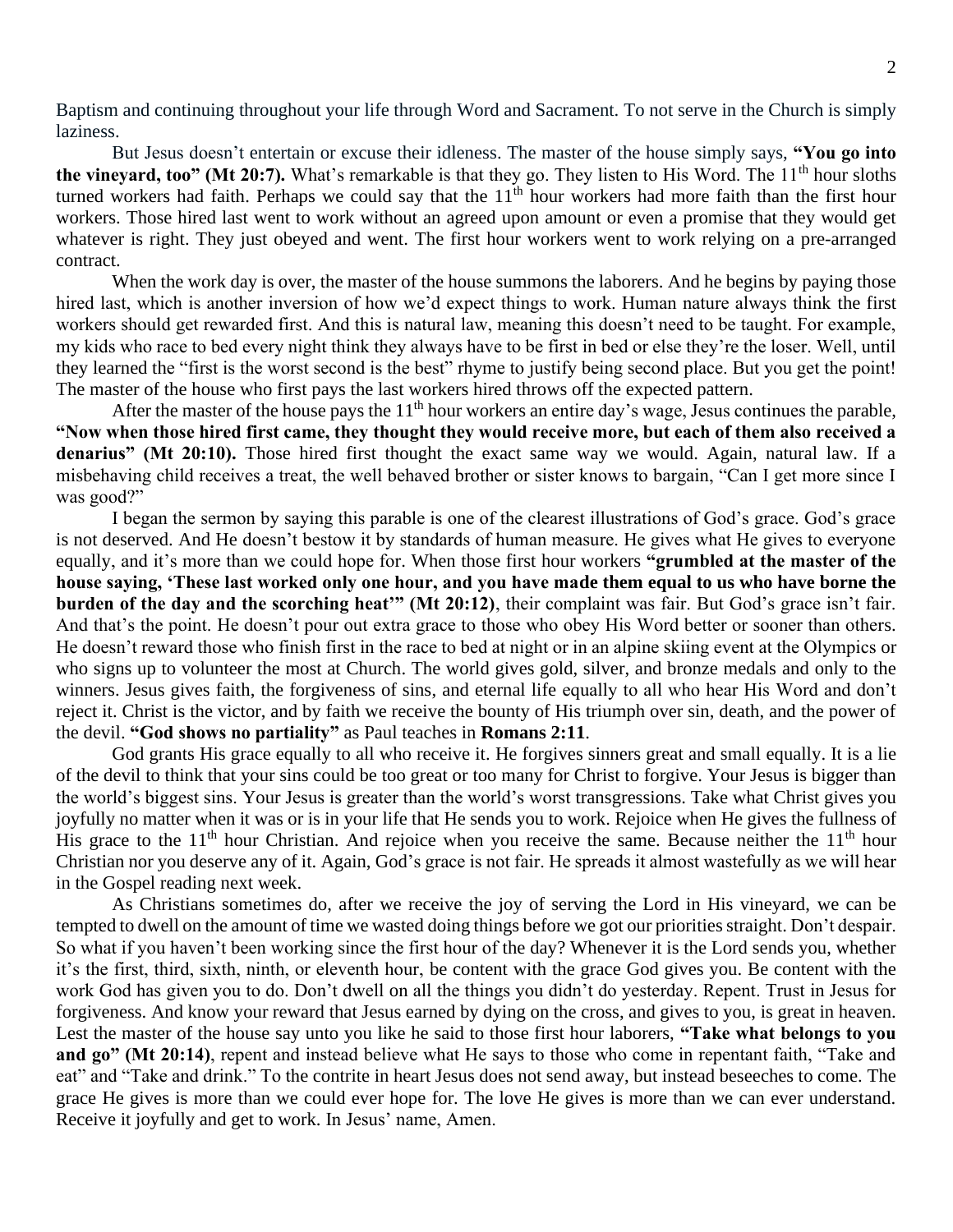Baptism and continuing throughout your life through Word and Sacrament. To not serve in the Church is simply laziness.

But Jesus doesn't entertain or excuse their idleness. The master of the house simply says, **"You go into the vineyard, too" (Mt 20:7).** What's remarkable is that they go. They listen to His Word. The 11th hour sloths turned workers had faith. Perhaps we could say that the 11th hour workers had more faith than the first hour workers. Those hired last went to work without an agreed upon amount or even a promise that they would get whatever is right. They just obeyed and went. The first hour workers went to work relying on a pre-arranged contract.

When the work day is over, the master of the house summons the laborers. And he begins by paying those hired last, which is another inversion of how we'd expect things to work. Human nature always think the first workers should get rewarded first. And this is natural law, meaning this doesn't need to be taught. For example, my kids who race to bed every night think they always have to be first in bed or else they're the loser. Well, until they learned the "first is the worst second is the best" rhyme to justify being second place. But you get the point! The master of the house who first pays the last workers hired throws off the expected pattern.

After the master of the house pays the 11th hour workers an entire day's wage, Jesus continues the parable, **"Now when those hired first came, they thought they would receive more, but each of them also received a denarius" (Mt 20:10).** Those hired first thought the exact same way we would. Again, natural law. If a misbehaving child receives a treat, the well behaved brother or sister knows to bargain, "Can I get more since I was good?"

I began the sermon by saying this parable is one of the clearest illustrations of God's grace. God's grace is not deserved. And He doesn't bestow it by standards of human measure. He gives what He gives to everyone equally, and it's more than we could hope for. When those first hour workers **"grumbled at the master of the house saying, 'These last worked only one hour, and you have made them equal to us who have borne the burden of the day and the scorching heat'" (Mt 20:12)**, their complaint was fair. But God's grace isn't fair. And that's the point. He doesn't pour out extra grace to those who obey His Word better or sooner than others. He doesn't reward those who finish first in the race to bed at night or in an alpine skiing event at the Olympics or who signs up to volunteer the most at Church. The world gives gold, silver, and bronze medals and only to the winners. Jesus gives faith, the forgiveness of sins, and eternal life equally to all who hear His Word and don't reject it. Christ is the victor, and by faith we receive the bounty of His triumph over sin, death, and the power of the devil. **"God shows no partiality"** as Paul teaches in **Romans 2:11**.

God grants His grace equally to all who receive it. He forgives sinners great and small equally. It is a lie of the devil to think that your sins could be too great or too many for Christ to forgive. Your Jesus is bigger than the world's biggest sins. Your Jesus is greater than the world's worst transgressions. Take what Christ gives you joyfully no matter when it was or is in your life that He sends you to work. Rejoice when He gives the fullness of His grace to the 11th hour Christian. And rejoice when you receive the same. Because neither the 11th hour Christian nor you deserve any of it. Again, God's grace is not fair. He spreads it almost wastefully as we will hear in the Gospel reading next week.

As Christians sometimes do, after we receive the joy of serving the Lord in His vineyard, we can be tempted to dwell on the amount of time we wasted doing things before we got our priorities straight. Don't despair. So what if you haven't been working since the first hour of the day? Whenever it is the Lord sends you, whether it's the first, third, sixth, ninth, or eleventh hour, be content with the grace God gives you. Be content with the work God has given you to do. Don't dwell on all the things you didn't do yesterday. Repent. Trust in Jesus for forgiveness. And know your reward that Jesus earned by dying on the cross, and gives to you, is great in heaven. Lest the master of the house say unto you like he said to those first hour laborers, **"Take what belongs to you and go" (Mt 20:14)**, repent and instead believe what He says to those who come in repentant faith, "Take and eat" and "Take and drink." To the contrite in heart Jesus does not send away, but instead beseeches to come. The grace He gives is more than we could ever hope for. The love He gives is more than we can ever understand. Receive it joyfully and get to work. In Jesus' name, Amen.